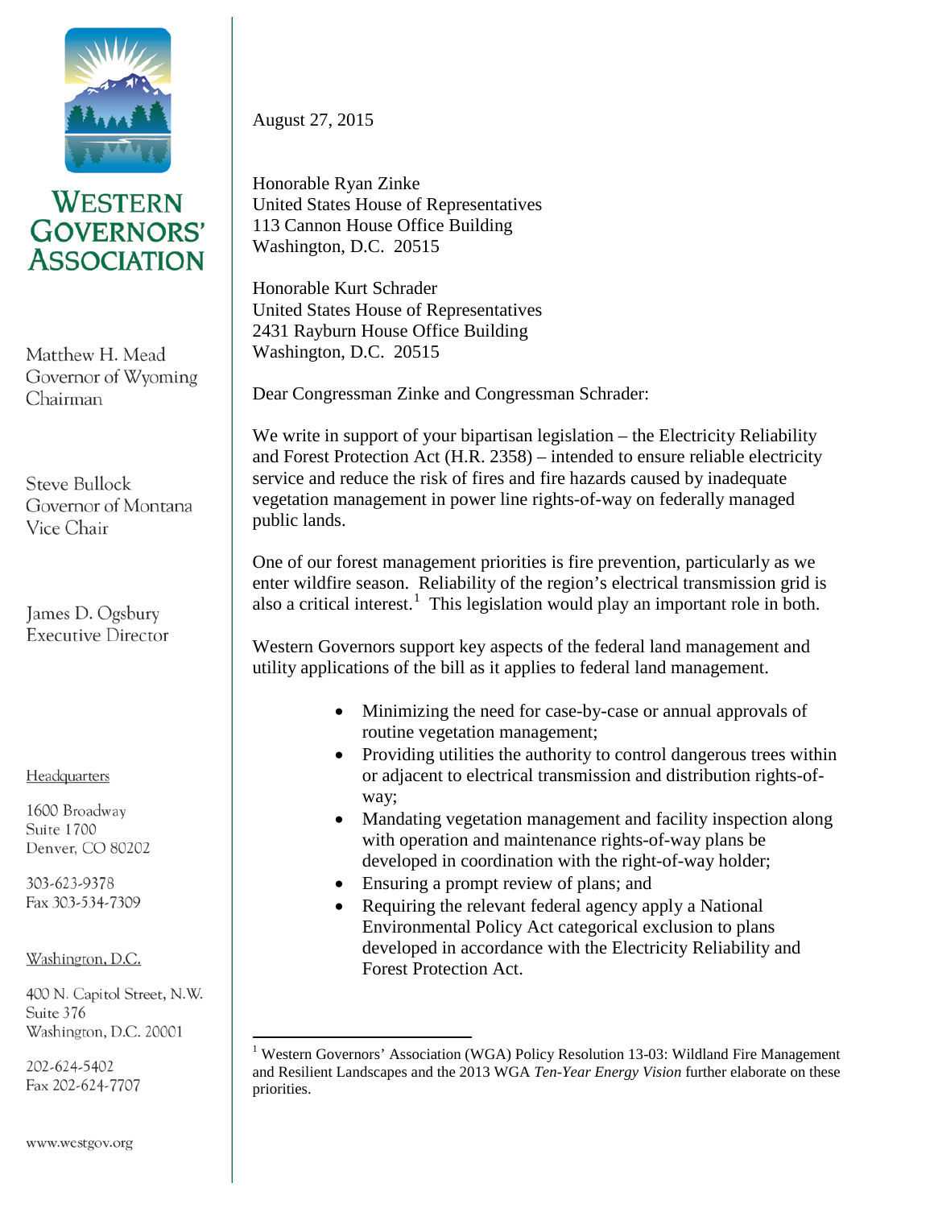**WESTERN GOVERNORS' ASSOCIATION**

Matthew H. Mead
Governor of Wyoming
Chairman

Steve Bullock
Governor of Montana
Vice Chair

James D. Ogsbury
Executive Director

Headquarters

1600 Broadway
Suite 1700
Denver, CO 80202

303-623-9378
Fax 303-534-7309

Washington, D.C.

400 N. Capitol Street, N.W.
Suite 376
Washington, D.C. 20001

202-624-5402
Fax 202-624-7707

www.westgov.org

August 27, 2015

Honorable Ryan Zinke
United States House of Representatives
113 Cannon House Office Building
Washington, D.C. 20515

Honorable Kurt Schrader
United States House of Representatives
2431 Rayburn House Office Building
Washington, D.C. 20515

Dear Congressman Zinke and Congressman Schrader:

We write in support of your bipartisan legislation – the Electricity Reliability and Forest Protection Act (H.R. 2358) – intended to ensure reliable electricity service and reduce the risk of fires and fire hazards caused by inadequate vegetation management in power line rights-of-way on federally managed public lands.

One of our forest management priorities is fire prevention, particularly as we enter wildfire season. Reliability of the region's electrical transmission grid is also a critical interest.[1] This legislation would play an important role in both.

Western Governors support key aspects of the federal land management and utility applications of the bill as it applies to federal land management.

- Minimizing the need for case-by-case or annual approvals of routine vegetation management;
- Providing utilities the authority to control dangerous trees within or adjacent to electrical transmission and distribution rights-of-way;
- Mandating vegetation management and facility inspection along with operation and maintenance rights-of-way plans be developed in coordination with the right-of-way holder;
- Ensuring a prompt review of plans; and
- Requiring the relevant federal agency apply a National Environmental Policy Act categorical exclusion to plans developed in accordance with the Electricity Reliability and Forest Protection Act.

[1] Western Governors' Association (WGA) Policy Resolution 13-03: Wildland Fire Management and Resilient Landscapes and the 2013 WGA *Ten-Year Energy Vision* further elaborate on these priorities.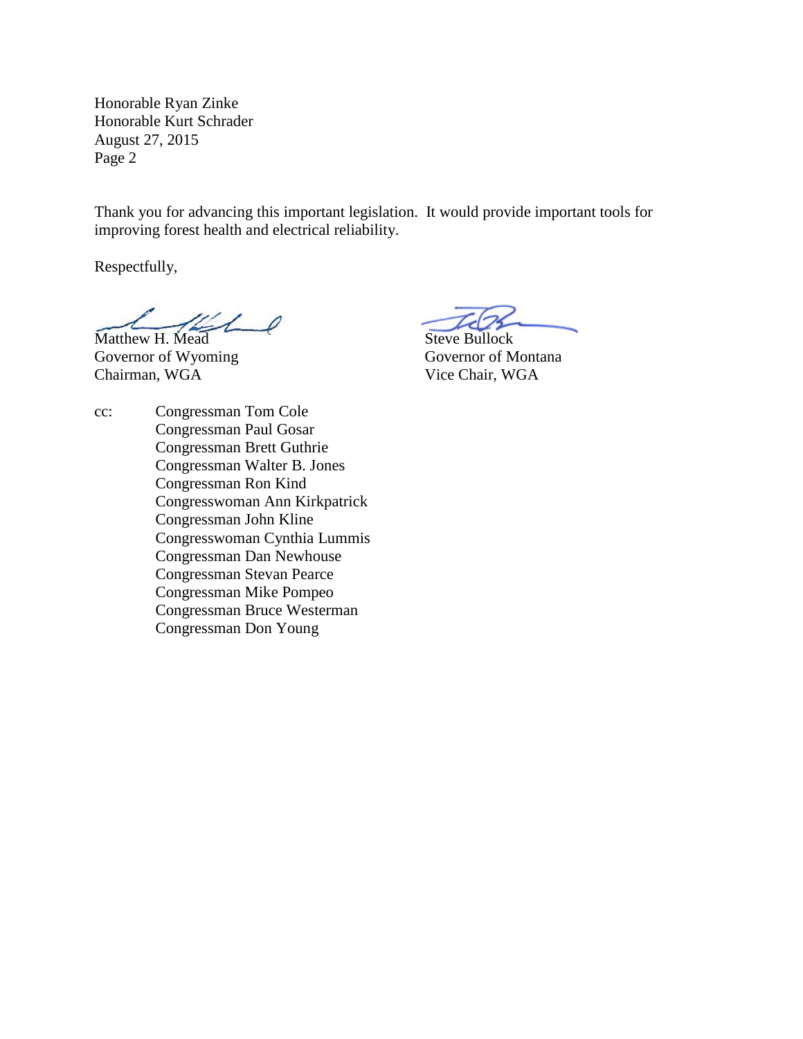Honorable Ryan Zinke
Honorable Kurt Schrader
August 27, 2015
Page 2

Thank you for advancing this important legislation. It would provide important tools for improving forest health and electrical reliability.

Respectfully,

Matthew H. Mead
Governor of Wyoming
Chairman, WGA

Steve Bullock
Governor of Montana
Vice Chair, WGA

cc: Congressman Tom Cole
Congressman Paul Gosar
Congressman Brett Guthrie
Congressman Walter B. Jones
Congressman Ron Kind
Congresswoman Ann Kirkpatrick
Congressman John Kline
Congresswoman Cynthia Lummis
Congressman Dan Newhouse
Congressman Stevan Pearce
Congressman Mike Pompeo
Congressman Bruce Westerman
Congressman Don Young